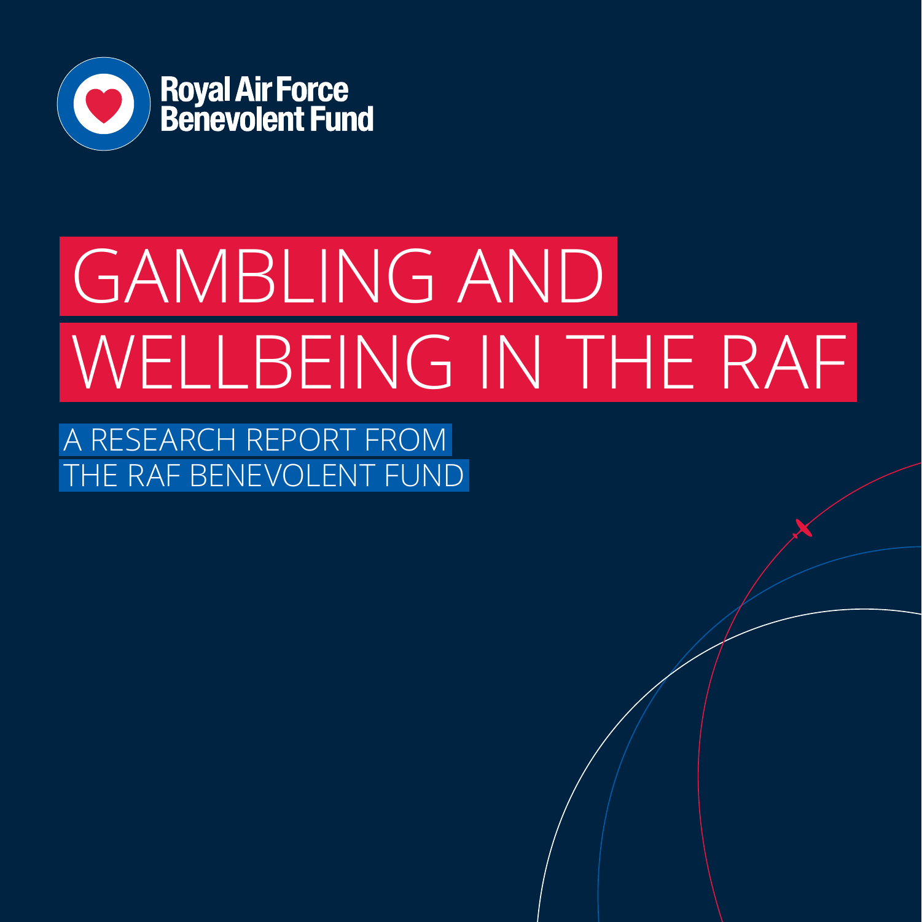Royal Air Force Benevolent Fund

# GAMBLING AND WELLBEING IN THE RAF

A RESEARCH REPORT FROM THE RAF BENEVOLENT FUND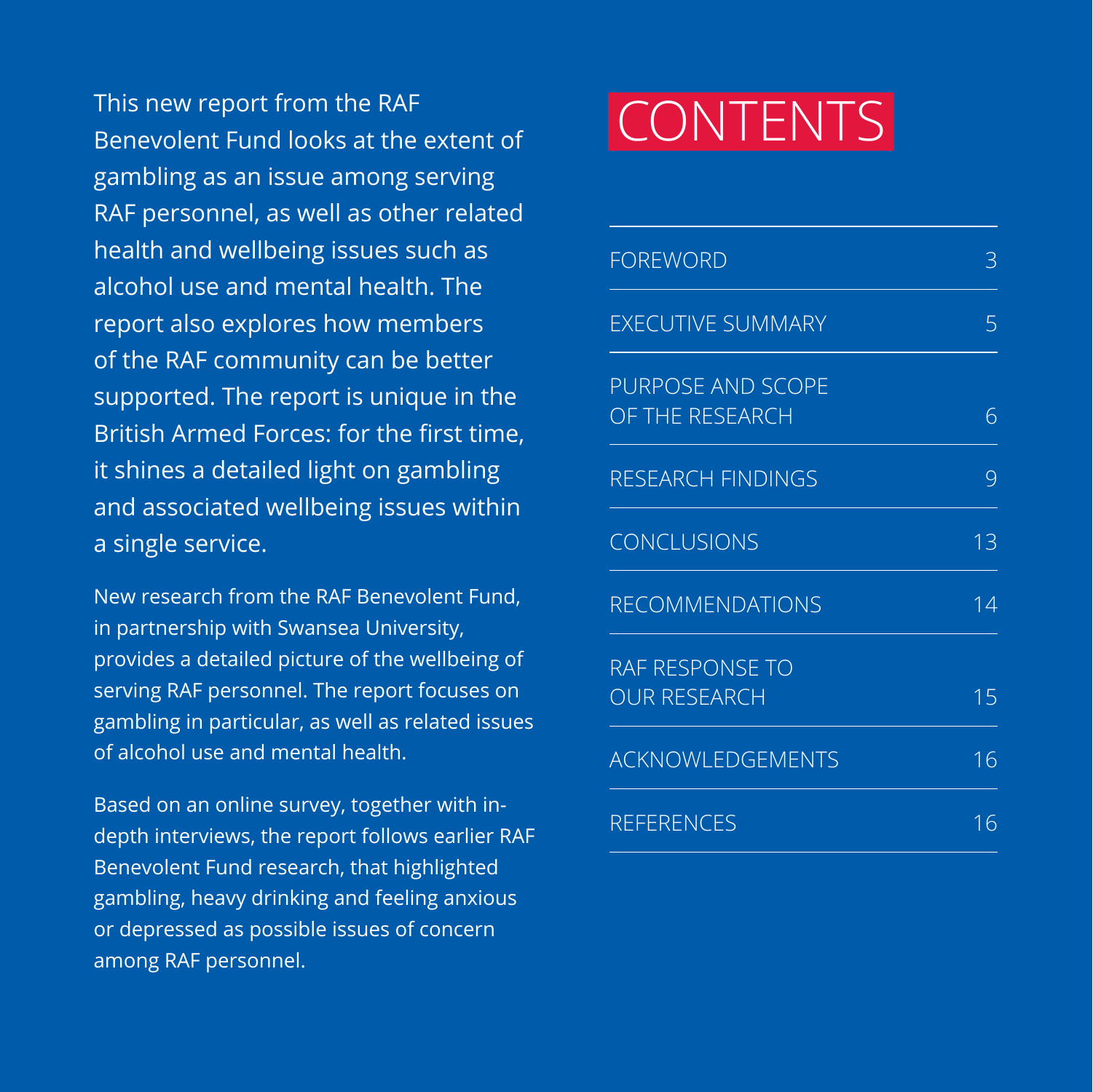This new report from the RAF Benevolent Fund looks at the extent of gambling as an issue among serving RAF personnel, as well as other related health and wellbeing issues such as alcohol use and mental health. The report also explores how members of the RAF community can be better supported. The report is unique in the British Armed Forces: for the first time, it shines a detailed light on gambling and associated wellbeing issues within a single service.

New research from the RAF Benevolent Fund, in partnership with Swansea University, provides a detailed picture of the wellbeing of serving RAF personnel. The report focuses on gambling in particular, as well as related issues of alcohol use and mental health.

Based on an online survey, together with in-depth interviews, the report follows earlier RAF Benevolent Fund research, that highlighted gambling, heavy drinking and feeling anxious or depressed as possible issues of concern among RAF personnel.

# CONTENTS

| | |
|---|---|
| FOREWORD | 3 |
| EXECUTIVE SUMMARY | 5 |
| PURPOSE AND SCOPE OF THE RESEARCH | 6 |
| RESEARCH FINDINGS | 9 |
| CONCLUSIONS | 13 |
| RECOMMENDATIONS | 14 |
| RAF RESPONSE TO OUR RESEARCH | 15 |
| ACKNOWLEDGEMENTS | 16 |
| REFERENCES | 16 |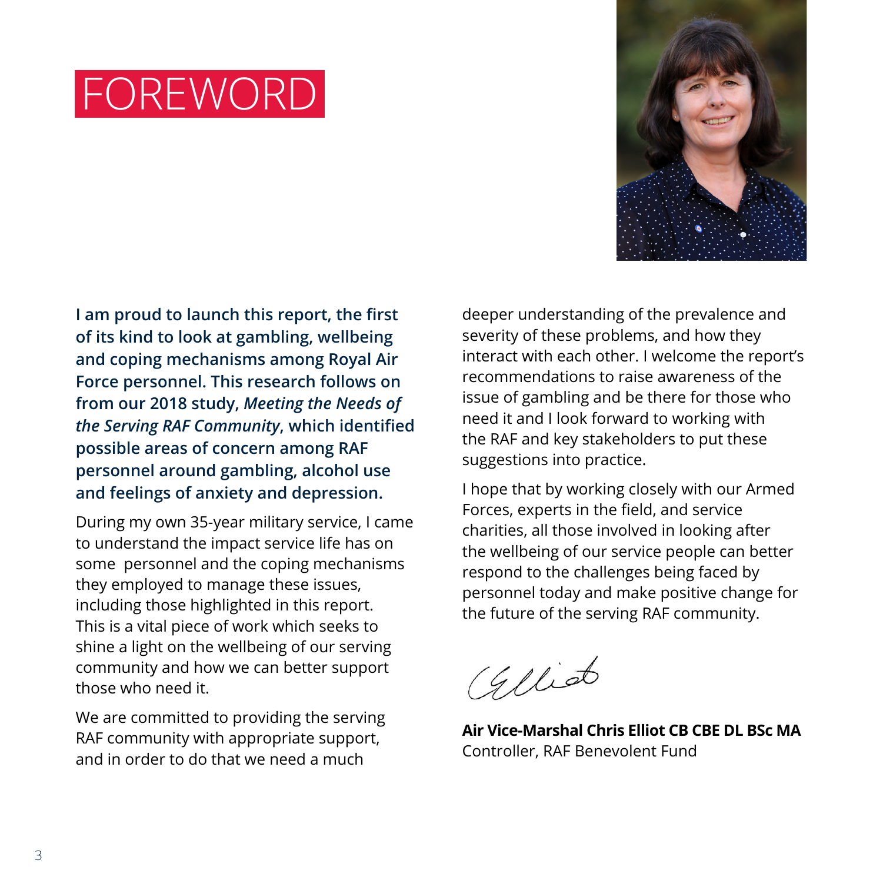# FOREWORD

**I am proud to launch this report, the first of its kind to look at gambling, wellbeing and coping mechanisms among Royal Air Force personnel. This research follows on from our 2018 study, *Meeting the Needs of the Serving RAF Community*, which identified possible areas of concern among RAF personnel around gambling, alcohol use and feelings of anxiety and depression.**

During my own 35-year military service, I came to understand the impact service life has on some personnel and the coping mechanisms they employed to manage these issues, including those highlighted in this report. This is a vital piece of work which seeks to shine a light on the wellbeing of our serving community and how we can better support those who need it.

We are committed to providing the serving RAF community with appropriate support, and in order to do that we need a much deeper understanding of the prevalence and severity of these problems, and how they interact with each other. I welcome the report's recommendations to raise awareness of the issue of gambling and be there for those who need it and I look forward to working with the RAF and key stakeholders to put these suggestions into practice.

I hope that by working closely with our Armed Forces, experts in the field, and service charities, all those involved in looking after the wellbeing of our service people can better respond to the challenges being faced by personnel today and make positive change for the future of the serving RAF community.

**Air Vice-Marshal Chris Elliot CB CBE DL BSc MA**
Controller, RAF Benevolent Fund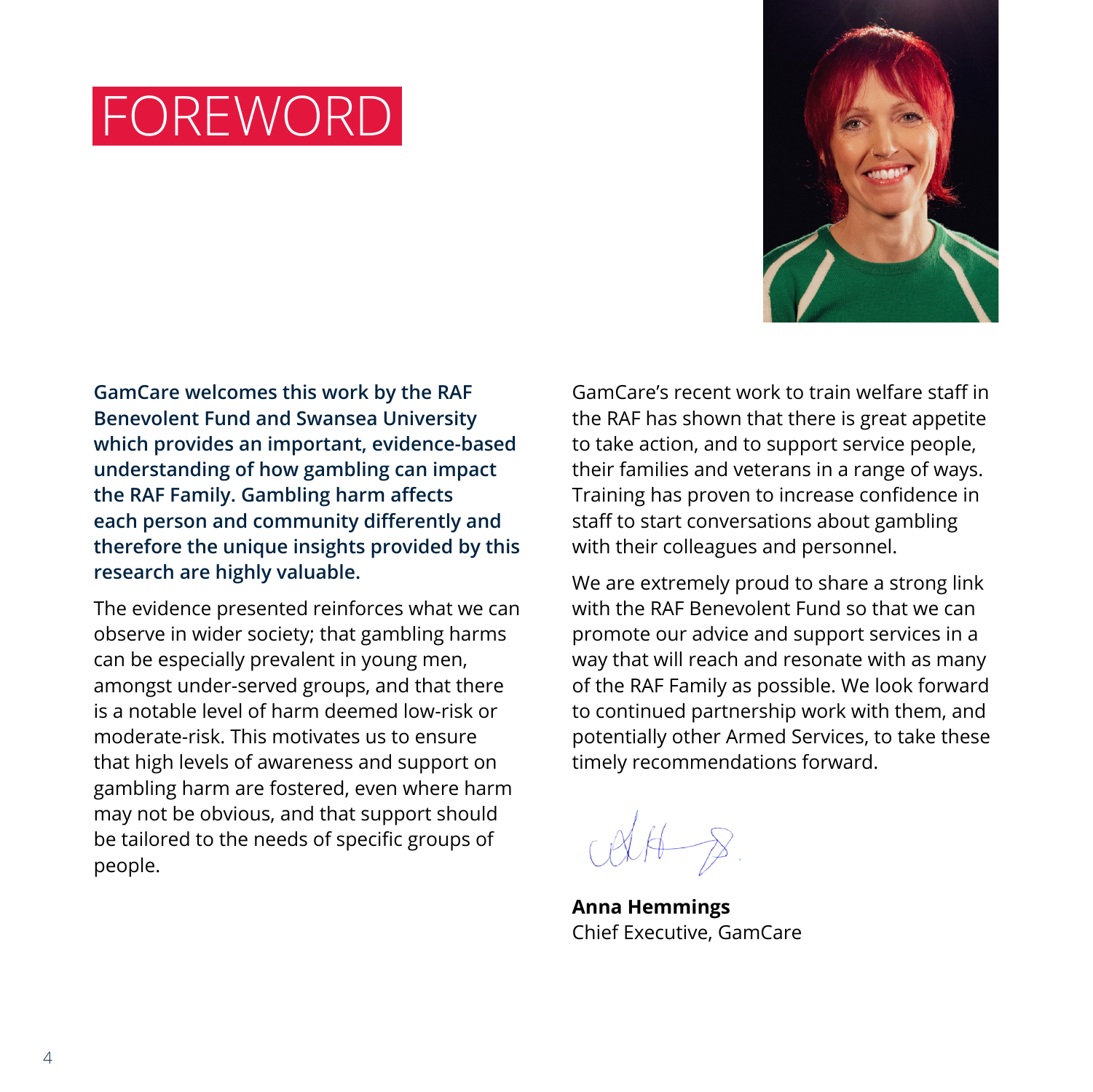# FOREWORD

**GamCare welcomes this work by the RAF Benevolent Fund and Swansea University which provides an important, evidence-based understanding of how gambling can impact the RAF Family. Gambling harm affects each person and community differently and therefore the unique insights provided by this research are highly valuable.**

The evidence presented reinforces what we can observe in wider society; that gambling harms can be especially prevalent in young men, amongst under-served groups, and that there is a notable level of harm deemed low-risk or moderate-risk. This motivates us to ensure that high levels of awareness and support on gambling harm are fostered, even where harm may not be obvious, and that support should be tailored to the needs of specific groups of people.

GamCare's recent work to train welfare staff in the RAF has shown that there is great appetite to take action, and to support service people, their families and veterans in a range of ways. Training has proven to increase confidence in staff to start conversations about gambling with their colleagues and personnel.

We are extremely proud to share a strong link with the RAF Benevolent Fund so that we can promote our advice and support services in a way that will reach and resonate with as many of the RAF Family as possible. We look forward to continued partnership work with them, and potentially other Armed Services, to take these timely recommendations forward.

**Anna Hemmings**
Chief Executive, GamCare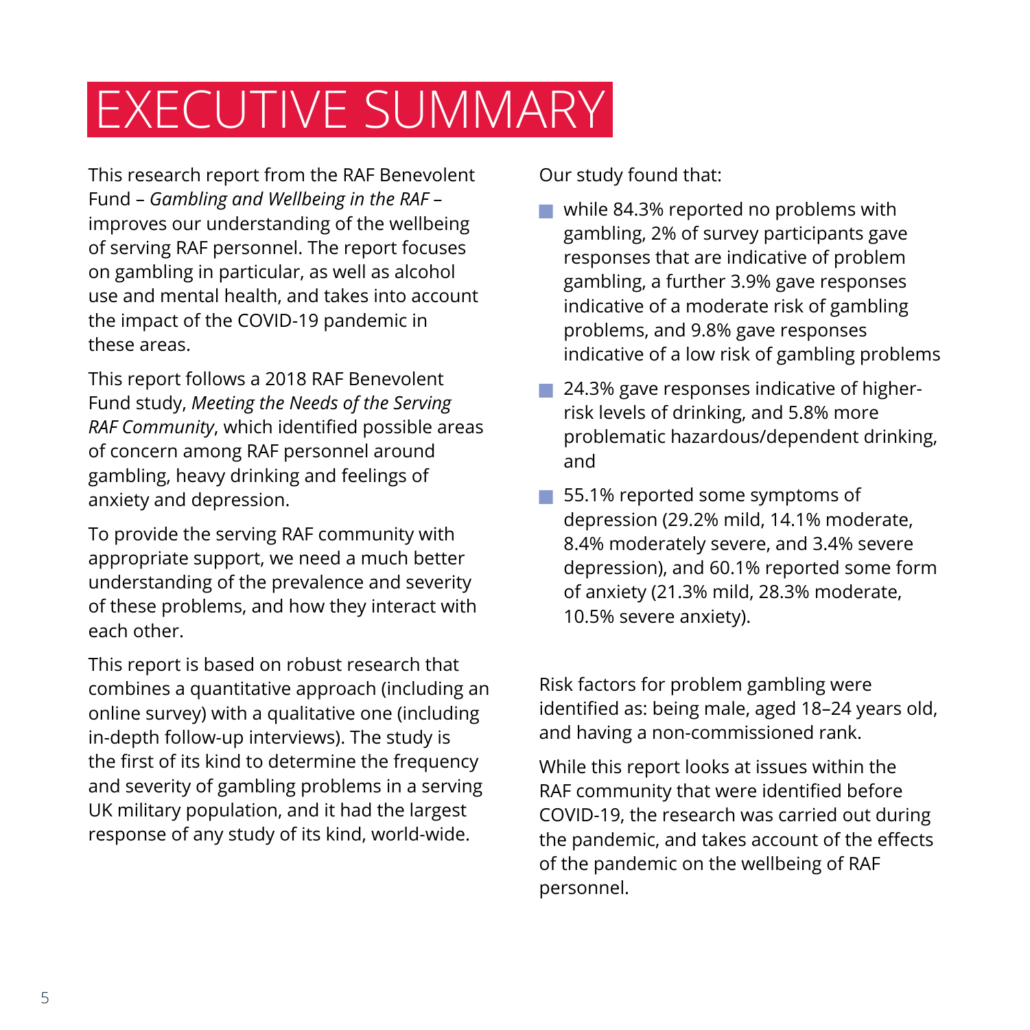# EXECUTIVE SUMMARY

This research report from the RAF Benevolent Fund – *Gambling and Wellbeing in the RAF* – improves our understanding of the wellbeing of serving RAF personnel. The report focuses on gambling in particular, as well as alcohol use and mental health, and takes into account the impact of the COVID-19 pandemic in these areas.

This report follows a 2018 RAF Benevolent Fund study, *Meeting the Needs of the Serving RAF Community*, which identified possible areas of concern among RAF personnel around gambling, heavy drinking and feelings of anxiety and depression.

To provide the serving RAF community with appropriate support, we need a much better understanding of the prevalence and severity of these problems, and how they interact with each other.

This report is based on robust research that combines a quantitative approach (including an online survey) with a qualitative one (including in-depth follow-up interviews). The study is the first of its kind to determine the frequency and severity of gambling problems in a serving UK military population, and it had the largest response of any study of its kind, world-wide.

Our study found that:

- while 84.3% reported no problems with gambling, 2% of survey participants gave responses that are indicative of problem gambling, a further 3.9% gave responses indicative of a moderate risk of gambling problems, and 9.8% gave responses indicative of a low risk of gambling problems
- 24.3% gave responses indicative of higher-risk levels of drinking, and 5.8% more problematic hazardous/dependent drinking, and
- 55.1% reported some symptoms of depression (29.2% mild, 14.1% moderate, 8.4% moderately severe, and 3.4% severe depression), and 60.1% reported some form of anxiety (21.3% mild, 28.3% moderate, 10.5% severe anxiety).

Risk factors for problem gambling were identified as: being male, aged 18–24 years old, and having a non-commissioned rank.

While this report looks at issues within the RAF community that were identified before COVID-19, the research was carried out during the pandemic, and takes account of the effects of the pandemic on the wellbeing of RAF personnel.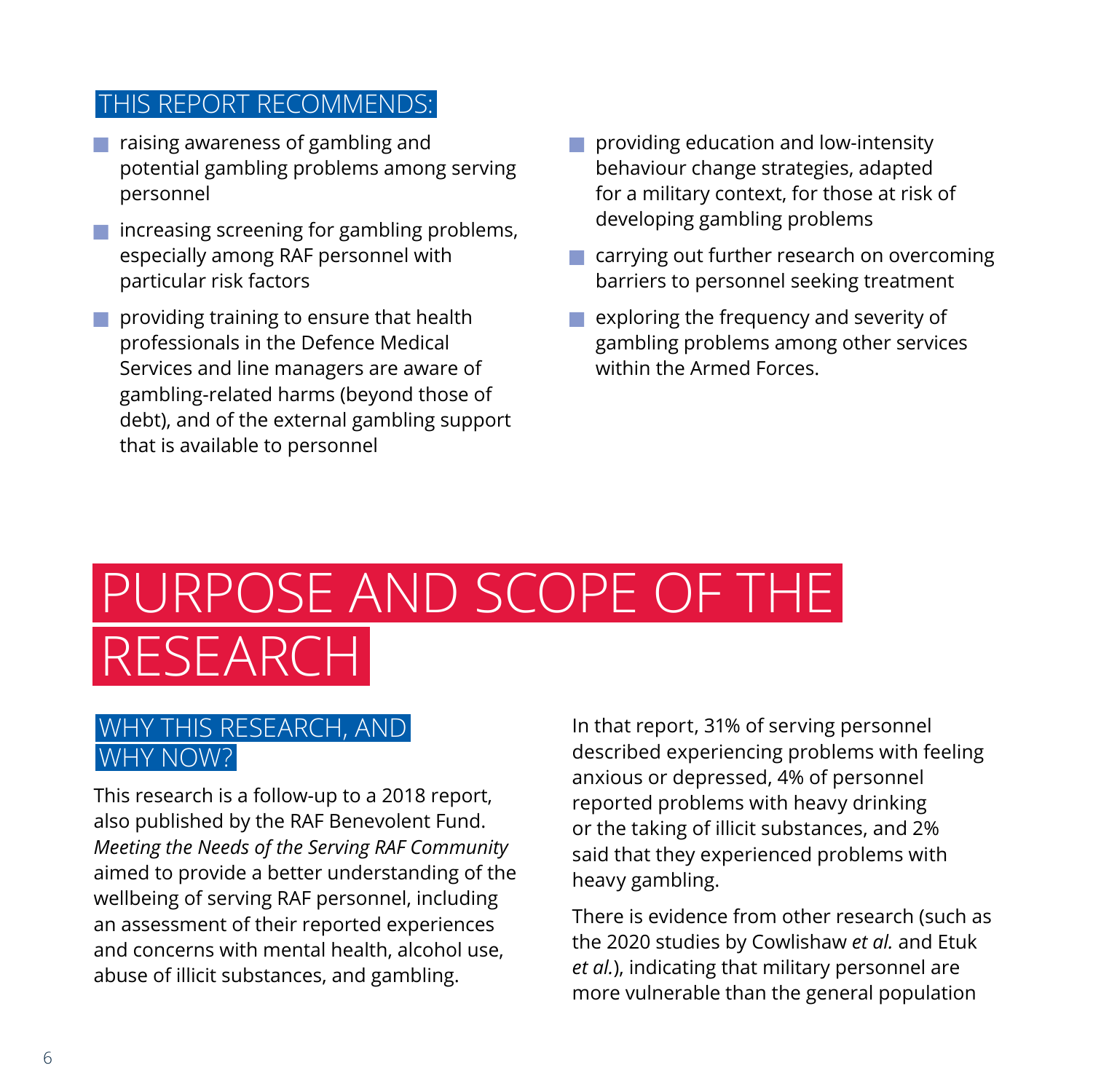### THIS REPORT RECOMMENDS:

- raising awareness of gambling and potential gambling problems among serving personnel
- increasing screening for gambling problems, especially among RAF personnel with particular risk factors
- providing training to ensure that health professionals in the Defence Medical Services and line managers are aware of gambling-related harms (beyond those of debt), and of the external gambling support that is available to personnel
- providing education and low-intensity behaviour change strategies, adapted for a military context, for those at risk of developing gambling problems
- carrying out further research on overcoming barriers to personnel seeking treatment
- exploring the frequency and severity of gambling problems among other services within the Armed Forces.

# PURPOSE AND SCOPE OF THE RESEARCH

## WHY THIS RESEARCH, AND WHY NOW?

This research is a follow-up to a 2018 report, also published by the RAF Benevolent Fund. *Meeting the Needs of the Serving RAF Community* aimed to provide a better understanding of the wellbeing of serving RAF personnel, including an assessment of their reported experiences and concerns with mental health, alcohol use, abuse of illicit substances, and gambling.

In that report, 31% of serving personnel described experiencing problems with feeling anxious or depressed, 4% of personnel reported problems with heavy drinking or the taking of illicit substances, and 2% said that they experienced problems with heavy gambling.

There is evidence from other research (such as the 2020 studies by Cowlishaw *et al.* and Etuk *et al.*), indicating that military personnel are more vulnerable than the general population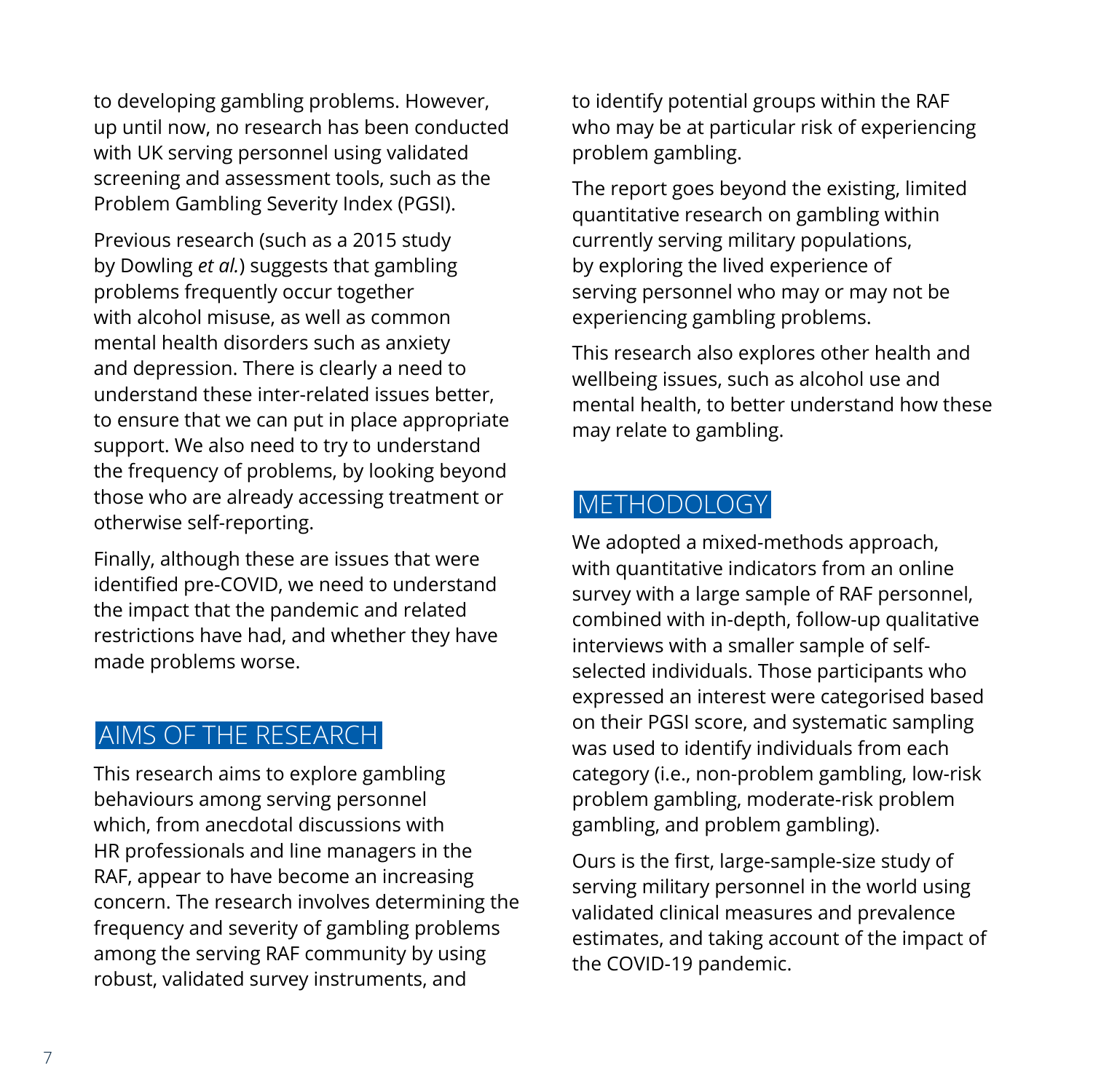to developing gambling problems. However, up until now, no research has been conducted with UK serving personnel using validated screening and assessment tools, such as the Problem Gambling Severity Index (PGSI).

Previous research (such as a 2015 study by Dowling *et al.*) suggests that gambling problems frequently occur together with alcohol misuse, as well as common mental health disorders such as anxiety and depression. There is clearly a need to understand these inter-related issues better, to ensure that we can put in place appropriate support. We also need to try to understand the frequency of problems, by looking beyond those who are already accessing treatment or otherwise self-reporting.

Finally, although these are issues that were identified pre-COVID, we need to understand the impact that the pandemic and related restrictions have had, and whether they have made problems worse.

## AIMS OF THE RESEARCH

This research aims to explore gambling behaviours among serving personnel which, from anecdotal discussions with HR professionals and line managers in the RAF, appear to have become an increasing concern. The research involves determining the frequency and severity of gambling problems among the serving RAF community by using robust, validated survey instruments, and to identify potential groups within the RAF who may be at particular risk of experiencing problem gambling.

The report goes beyond the existing, limited quantitative research on gambling within currently serving military populations, by exploring the lived experience of serving personnel who may or may not be experiencing gambling problems.

This research also explores other health and wellbeing issues, such as alcohol use and mental health, to better understand how these may relate to gambling.

## METHODOLOGY

We adopted a mixed-methods approach, with quantitative indicators from an online survey with a large sample of RAF personnel, combined with in-depth, follow-up qualitative interviews with a smaller sample of self-selected individuals. Those participants who expressed an interest were categorised based on their PGSI score, and systematic sampling was used to identify individuals from each category (i.e., non-problem gambling, low-risk problem gambling, moderate-risk problem gambling, and problem gambling).

Ours is the first, large-sample-size study of serving military personnel in the world using validated clinical measures and prevalence estimates, and taking account of the impact of the COVID-19 pandemic.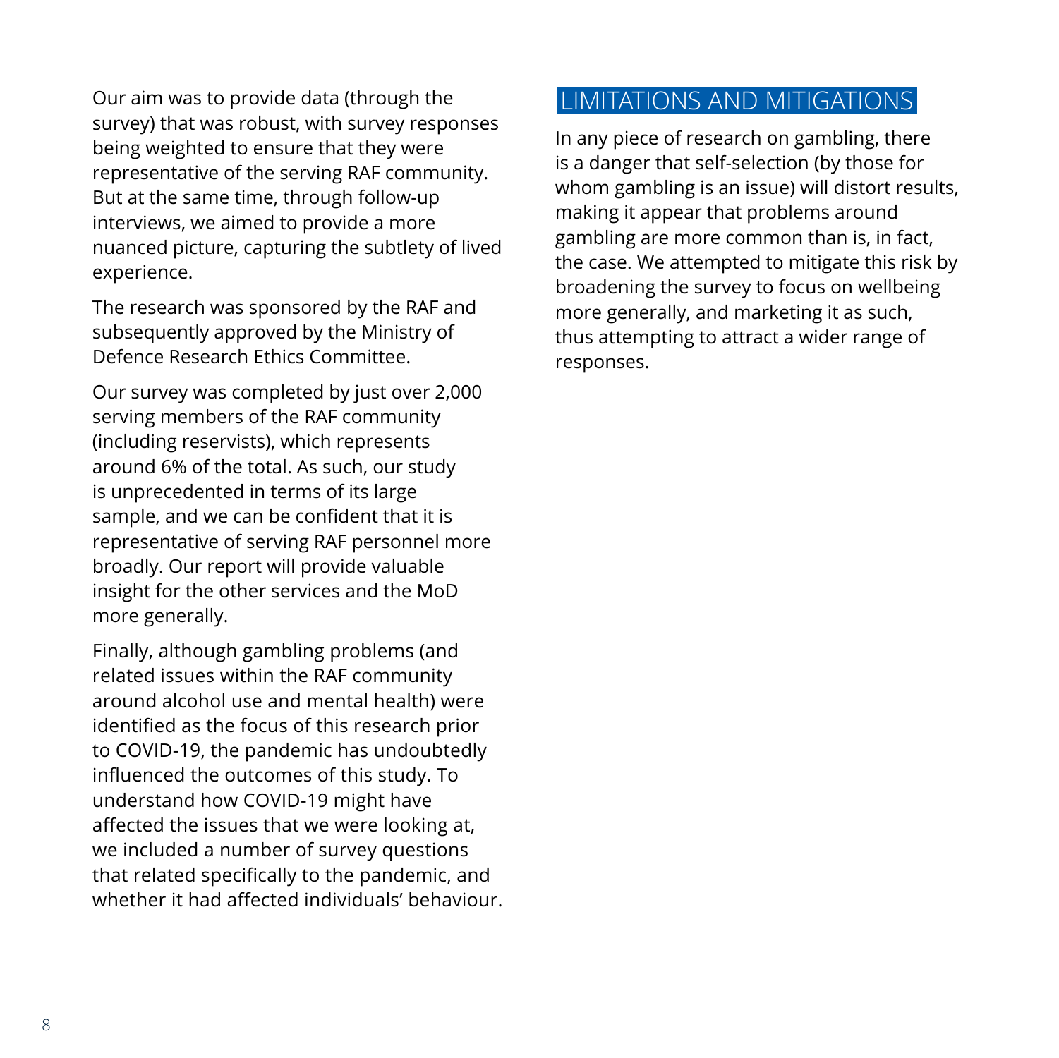Our aim was to provide data (through the survey) that was robust, with survey responses being weighted to ensure that they were representative of the serving RAF community. But at the same time, through follow-up interviews, we aimed to provide a more nuanced picture, capturing the subtlety of lived experience.

The research was sponsored by the RAF and subsequently approved by the Ministry of Defence Research Ethics Committee.

Our survey was completed by just over 2,000 serving members of the RAF community (including reservists), which represents around 6% of the total. As such, our study is unprecedented in terms of its large sample, and we can be confident that it is representative of serving RAF personnel more broadly. Our report will provide valuable insight for the other services and the MoD more generally.

Finally, although gambling problems (and related issues within the RAF community around alcohol use and mental health) were identified as the focus of this research prior to COVID-19, the pandemic has undoubtedly influenced the outcomes of this study. To understand how COVID-19 might have affected the issues that we were looking at, we included a number of survey questions that related specifically to the pandemic, and whether it had affected individuals' behaviour.

## LIMITATIONS AND MITIGATIONS

In any piece of research on gambling, there is a danger that self-selection (by those for whom gambling is an issue) will distort results, making it appear that problems around gambling are more common than is, in fact, the case. We attempted to mitigate this risk by broadening the survey to focus on wellbeing more generally, and marketing it as such, thus attempting to attract a wider range of responses.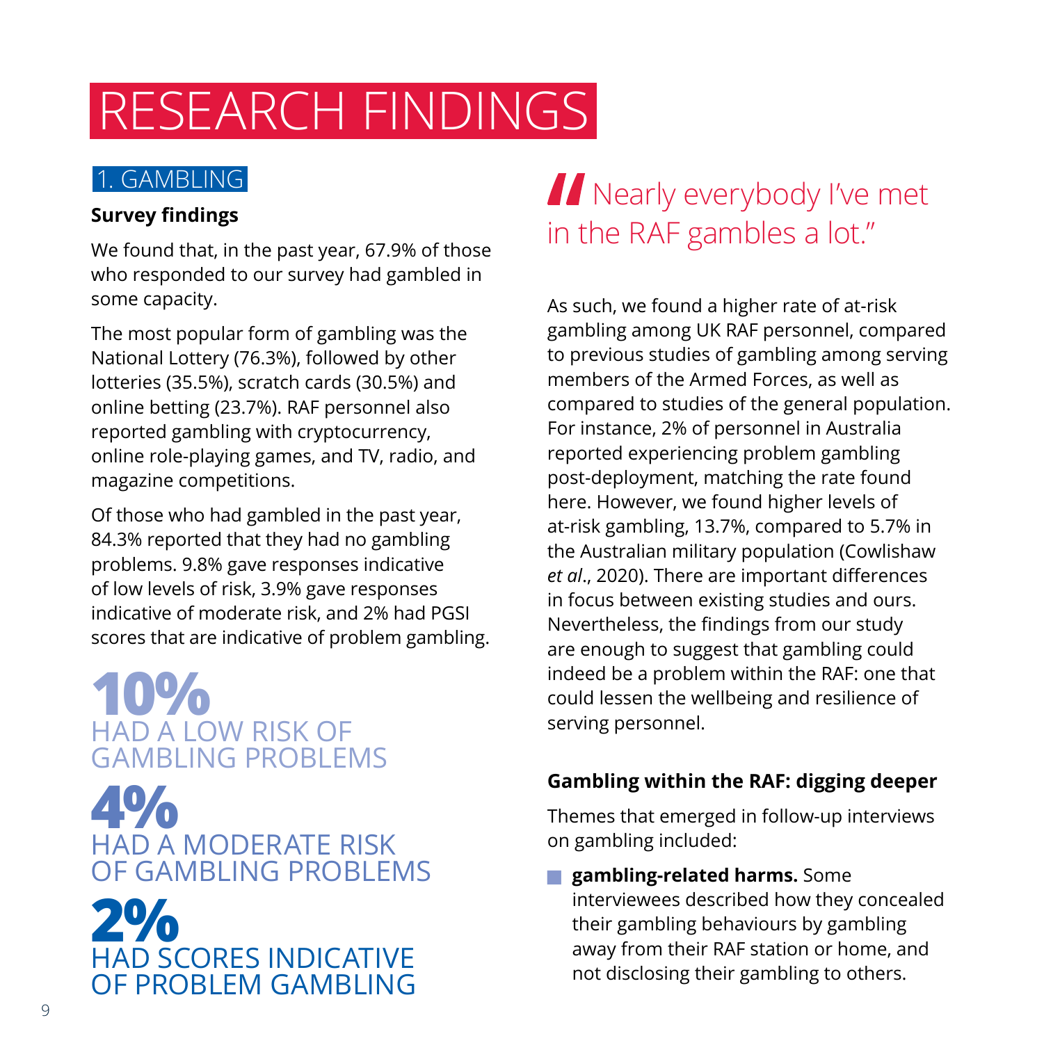# RESEARCH FINDINGS

## 1. GAMBLING

**Survey findings**

We found that, in the past year, 67.9% of those who responded to our survey had gambled in some capacity.

The most popular form of gambling was the National Lottery (76.3%), followed by other lotteries (35.5%), scratch cards (30.5%) and online betting (23.7%). RAF personnel also reported gambling with cryptocurrency, online role-playing games, and TV, radio, and magazine competitions.

Of those who had gambled in the past year, 84.3% reported that they had no gambling problems. 9.8% gave responses indicative of low levels of risk, 3.9% gave responses indicative of moderate risk, and 2% had PGSI scores that are indicative of problem gambling.

**10%** HAD A LOW RISK OF GAMBLING PROBLEMS

**4%** HAD A MODERATE RISK OF GAMBLING PROBLEMS

**2%** HAD SCORES INDICATIVE OF PROBLEM GAMBLING

> "Nearly everybody I've met in the RAF gambles a lot."

As such, we found a higher rate of at-risk gambling among UK RAF personnel, compared to previous studies of gambling among serving members of the Armed Forces, as well as compared to studies of the general population. For instance, 2% of personnel in Australia reported experiencing problem gambling post-deployment, matching the rate found here. However, we found higher levels of at-risk gambling, 13.7%, compared to 5.7% in the Australian military population (Cowlishaw *et al*., 2020). There are important differences in focus between existing studies and ours. Nevertheless, the findings from our study are enough to suggest that gambling could indeed be a problem within the RAF: one that could lessen the wellbeing and resilience of serving personnel.

**Gambling within the RAF: digging deeper**

Themes that emerged in follow-up interviews on gambling included:

- **gambling-related harms.** Some interviewees described how they concealed their gambling behaviours by gambling away from their RAF station or home, and not disclosing their gambling to others.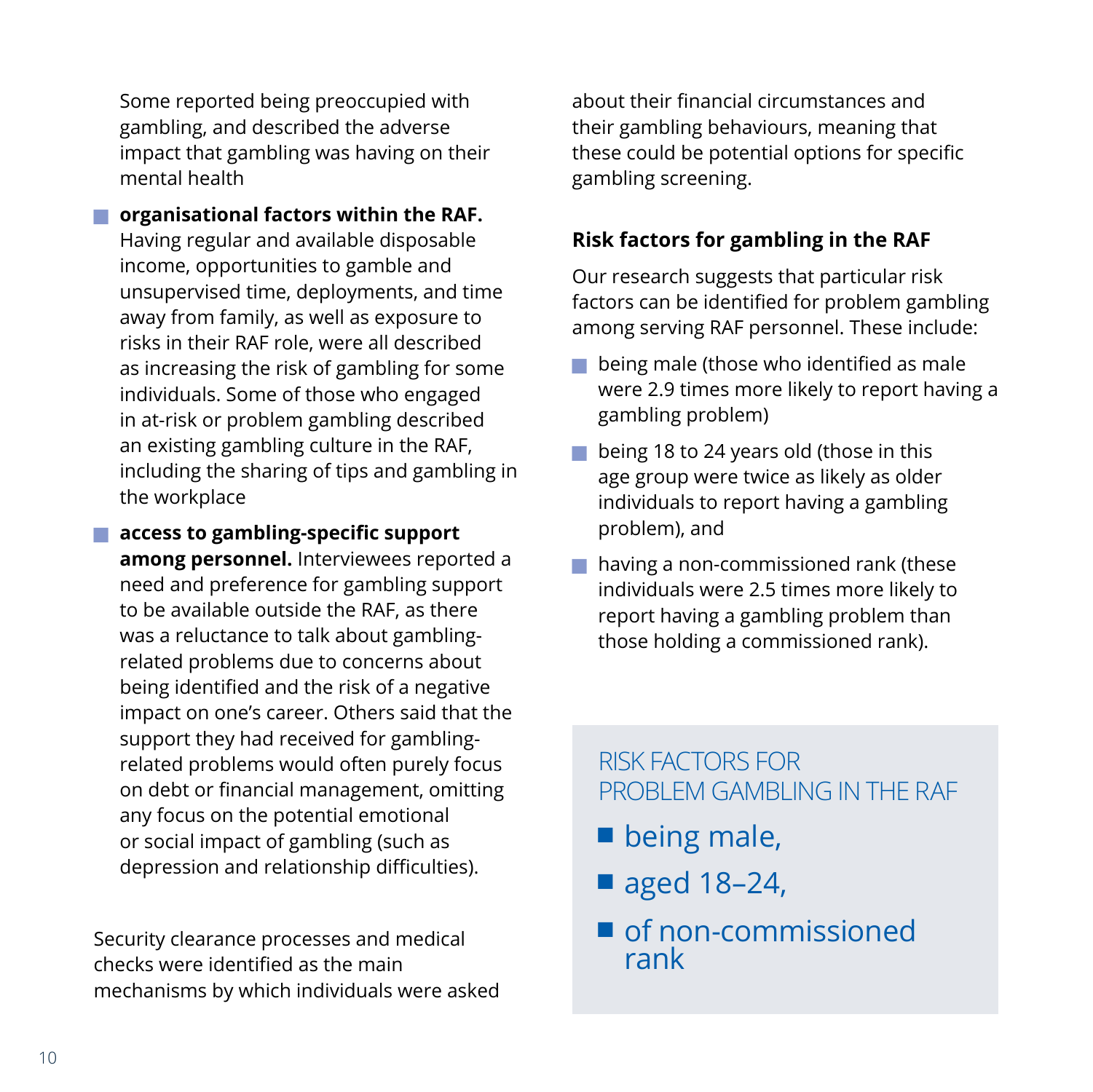Some reported being preoccupied with gambling, and described the adverse impact that gambling was having on their mental health

- **organisational factors within the RAF.** Having regular and available disposable income, opportunities to gamble and unsupervised time, deployments, and time away from family, as well as exposure to risks in their RAF role, were all described as increasing the risk of gambling for some individuals. Some of those who engaged in at-risk or problem gambling described an existing gambling culture in the RAF, including the sharing of tips and gambling in the workplace
- **access to gambling-specific support among personnel.** Interviewees reported a need and preference for gambling support to be available outside the RAF, as there was a reluctance to talk about gambling-related problems due to concerns about being identified and the risk of a negative impact on one's career. Others said that the support they had received for gambling-related problems would often purely focus on debt or financial management, omitting any focus on the potential emotional or social impact of gambling (such as depression and relationship difficulties).

Security clearance processes and medical checks were identified as the main mechanisms by which individuals were asked about their financial circumstances and their gambling behaviours, meaning that these could be potential options for specific gambling screening.

### Risk factors for gambling in the RAF

Our research suggests that particular risk factors can be identified for problem gambling among serving RAF personnel. These include:

- being male (those who identified as male were 2.9 times more likely to report having a gambling problem)
- being 18 to 24 years old (those in this age group were twice as likely as older individuals to report having a gambling problem), and
- having a non-commissioned rank (these individuals were 2.5 times more likely to report having a gambling problem than those holding a commissioned rank).

RISK FACTORS FOR PROBLEM GAMBLING IN THE RAF

- being male,
- aged 18–24,
- of non-commissioned rank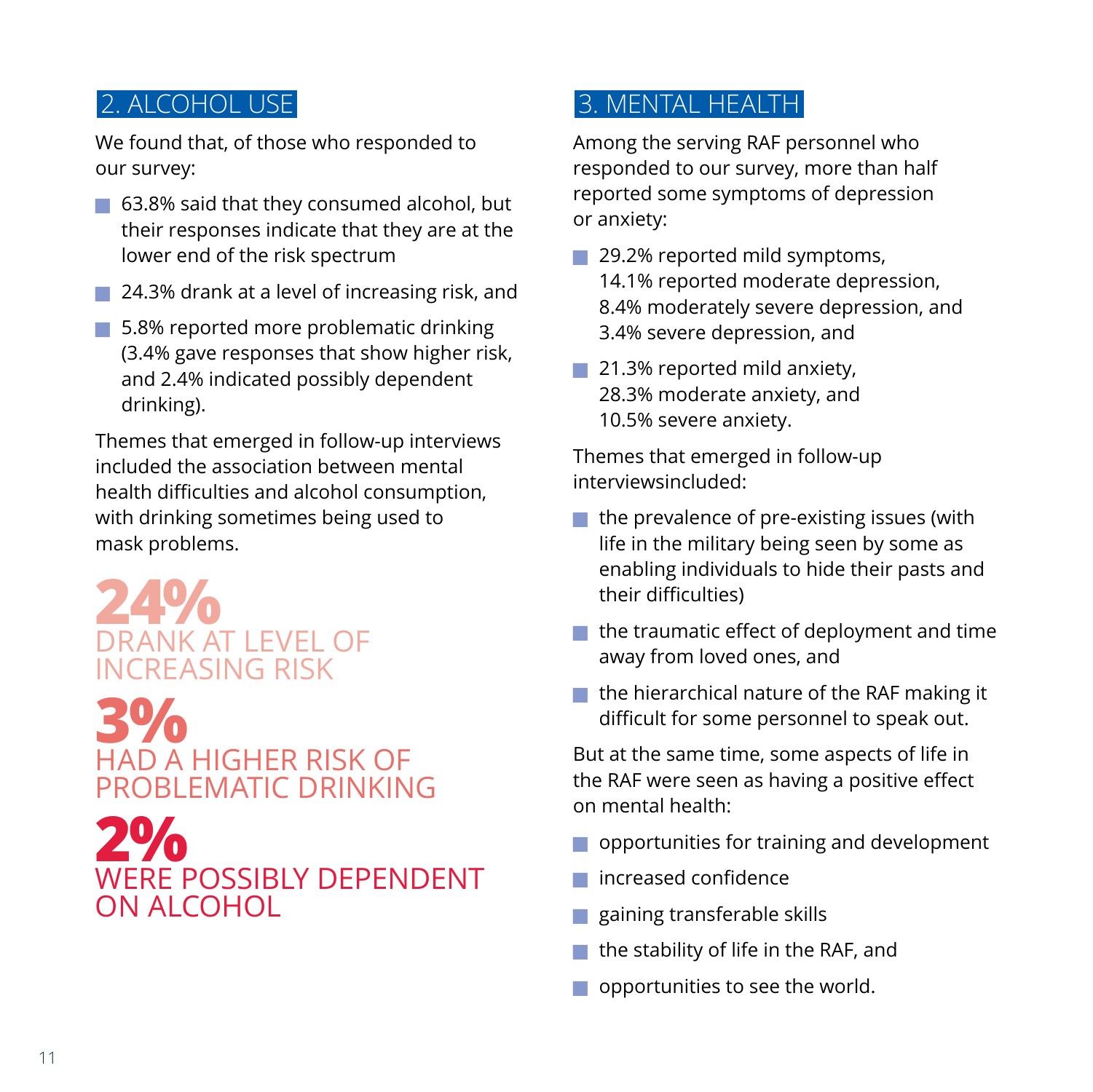## 2. ALCOHOL USE

We found that, of those who responded to our survey:

- 63.8% said that they consumed alcohol, but their responses indicate that they are at the lower end of the risk spectrum
- 24.3% drank at a level of increasing risk, and
- 5.8% reported more problematic drinking (3.4% gave responses that show higher risk, and 2.4% indicated possibly dependent drinking).

Themes that emerged in follow-up interviews included the association between mental health difficulties and alcohol consumption, with drinking sometimes being used to mask problems.

**24%**
DRANK AT LEVEL OF INCREASING RISK

**3%**
HAD A HIGHER RISK OF PROBLEMATIC DRINKING

**2%**
WERE POSSIBLY DEPENDENT ON ALCOHOL

## 3. MENTAL HEALTH

Among the serving RAF personnel who responded to our survey, more than half reported some symptoms of depression or anxiety:

- 29.2% reported mild symptoms, 14.1% reported moderate depression, 8.4% moderately severe depression, and 3.4% severe depression, and
- 21.3% reported mild anxiety, 28.3% moderate anxiety, and 10.5% severe anxiety.

Themes that emerged in follow-up interviewsincluded:

- the prevalence of pre-existing issues (with life in the military being seen by some as enabling individuals to hide their pasts and their difficulties)
- the traumatic effect of deployment and time away from loved ones, and
- the hierarchical nature of the RAF making it difficult for some personnel to speak out.

But at the same time, some aspects of life in the RAF were seen as having a positive effect on mental health:

- opportunities for training and development
- increased confidence
- gaining transferable skills
- the stability of life in the RAF, and
- opportunities to see the world.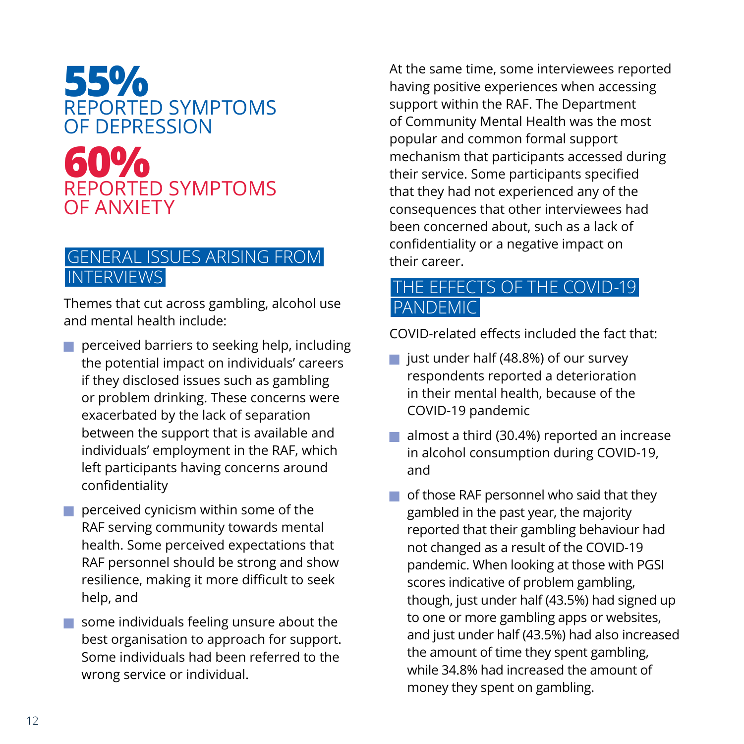**55%**
REPORTED SYMPTOMS OF DEPRESSION

**60%**
REPORTED SYMPTOMS OF ANXIETY

## GENERAL ISSUES ARISING FROM INTERVIEWS

Themes that cut across gambling, alcohol use and mental health include:

- perceived barriers to seeking help, including the potential impact on individuals' careers if they disclosed issues such as gambling or problem drinking. These concerns were exacerbated by the lack of separation between the support that is available and individuals' employment in the RAF, which left participants having concerns around confidentiality
- perceived cynicism within some of the RAF serving community towards mental health. Some perceived expectations that RAF personnel should be strong and show resilience, making it more difficult to seek help, and
- some individuals feeling unsure about the best organisation to approach for support. Some individuals had been referred to the wrong service or individual.

At the same time, some interviewees reported having positive experiences when accessing support within the RAF. The Department of Community Mental Health was the most popular and common formal support mechanism that participants accessed during their service. Some participants specified that they had not experienced any of the consequences that other interviewees had been concerned about, such as a lack of confidentiality or a negative impact on their career.

## THE EFFECTS OF THE COVID-19 PANDEMIC

COVID-related effects included the fact that:

- just under half (48.8%) of our survey respondents reported a deterioration in their mental health, because of the COVID-19 pandemic
- almost a third (30.4%) reported an increase in alcohol consumption during COVID-19, and
- of those RAF personnel who said that they gambled in the past year, the majority reported that their gambling behaviour had not changed as a result of the COVID-19 pandemic. When looking at those with PGSI scores indicative of problem gambling, though, just under half (43.5%) had signed up to one or more gambling apps or websites, and just under half (43.5%) had also increased the amount of time they spent gambling, while 34.8% had increased the amount of money they spent on gambling.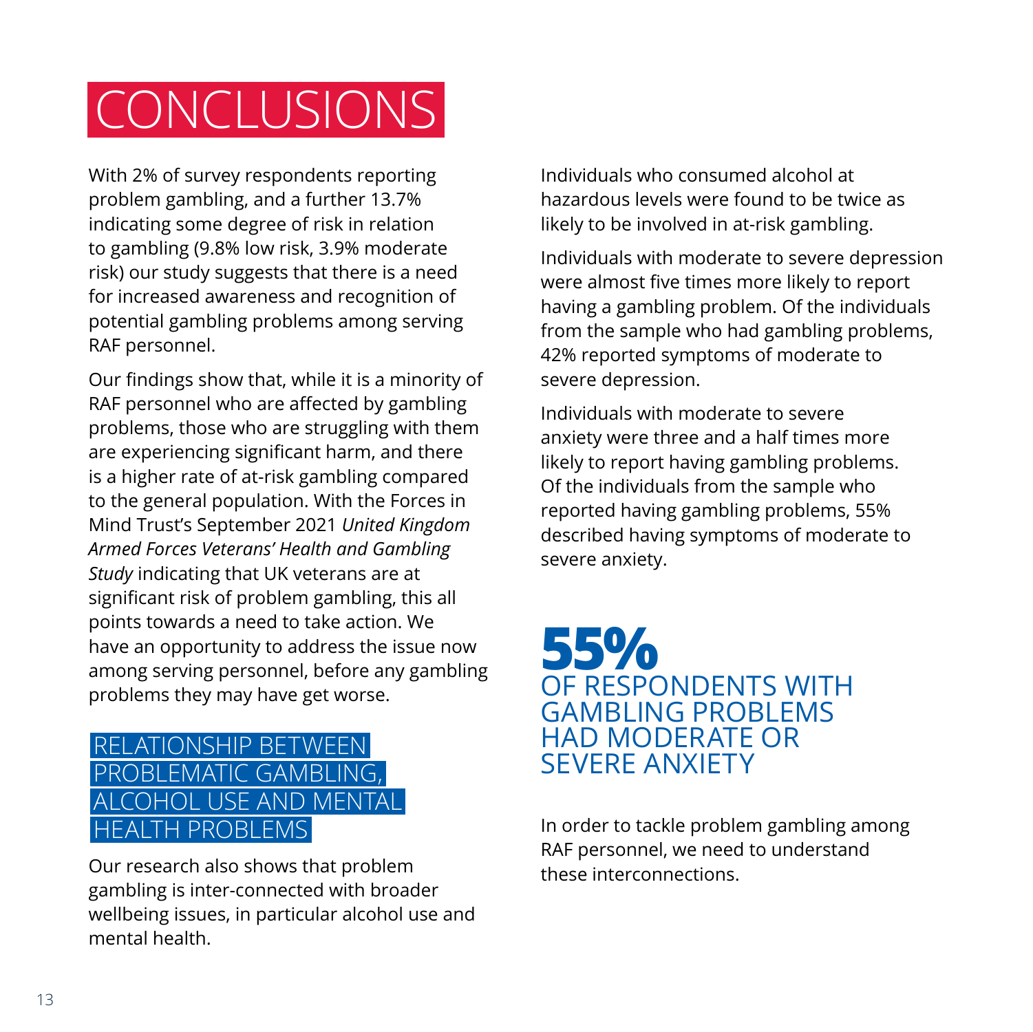# CONCLUSIONS

With 2% of survey respondents reporting problem gambling, and a further 13.7% indicating some degree of risk in relation to gambling (9.8% low risk, 3.9% moderate risk) our study suggests that there is a need for increased awareness and recognition of potential gambling problems among serving RAF personnel.

Our findings show that, while it is a minority of RAF personnel who are affected by gambling problems, those who are struggling with them are experiencing significant harm, and there is a higher rate of at-risk gambling compared to the general population. With the Forces in Mind Trust's September 2021 *United Kingdom Armed Forces Veterans' Health and Gambling Study* indicating that UK veterans are at significant risk of problem gambling, this all points towards a need to take action. We have an opportunity to address the issue now among serving personnel, before any gambling problems they may have get worse.

## RELATIONSHIP BETWEEN PROBLEMATIC GAMBLING, ALCOHOL USE AND MENTAL HEALTH PROBLEMS

Our research also shows that problem gambling is inter-connected with broader wellbeing issues, in particular alcohol use and mental health.

Individuals who consumed alcohol at hazardous levels were found to be twice as likely to be involved in at-risk gambling.

Individuals with moderate to severe depression were almost five times more likely to report having a gambling problem. Of the individuals from the sample who had gambling problems, 42% reported symptoms of moderate to severe depression.

Individuals with moderate to severe anxiety were three and a half times more likely to report having gambling problems. Of the individuals from the sample who reported having gambling problems, 55% described having symptoms of moderate to severe anxiety.

**55%**
OF RESPONDENTS WITH GAMBLING PROBLEMS HAD MODERATE OR SEVERE ANXIETY

In order to tackle problem gambling among RAF personnel, we need to understand these interconnections.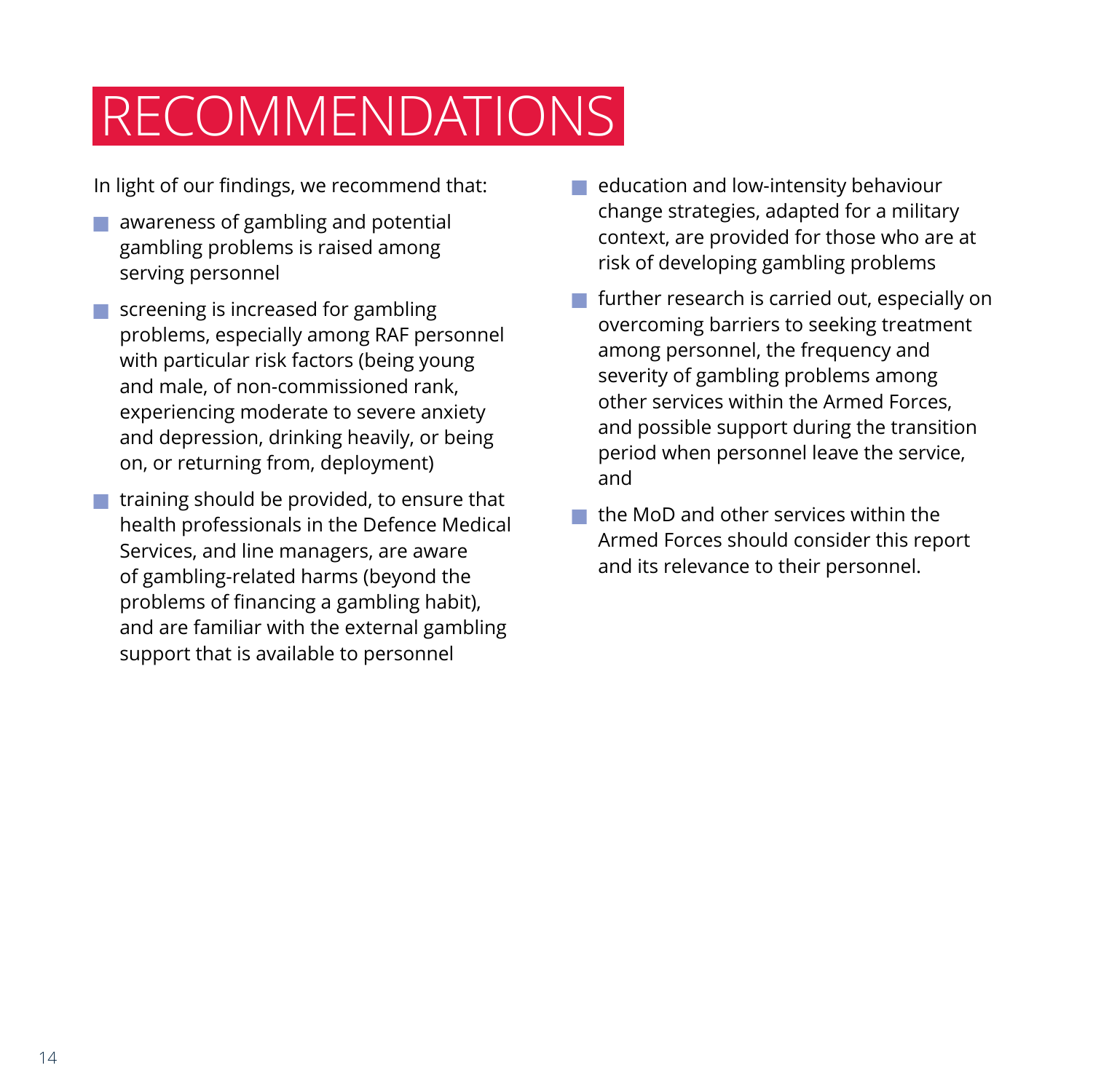# RECOMMENDATIONS

In light of our findings, we recommend that:

- awareness of gambling and potential gambling problems is raised among serving personnel
- screening is increased for gambling problems, especially among RAF personnel with particular risk factors (being young and male, of non-commissioned rank, experiencing moderate to severe anxiety and depression, drinking heavily, or being on, or returning from, deployment)
- training should be provided, to ensure that health professionals in the Defence Medical Services, and line managers, are aware of gambling-related harms (beyond the problems of financing a gambling habit), and are familiar with the external gambling support that is available to personnel
- education and low-intensity behaviour change strategies, adapted for a military context, are provided for those who are at risk of developing gambling problems
- further research is carried out, especially on overcoming barriers to seeking treatment among personnel, the frequency and severity of gambling problems among other services within the Armed Forces, and possible support during the transition period when personnel leave the service, and
- the MoD and other services within the Armed Forces should consider this report and its relevance to their personnel.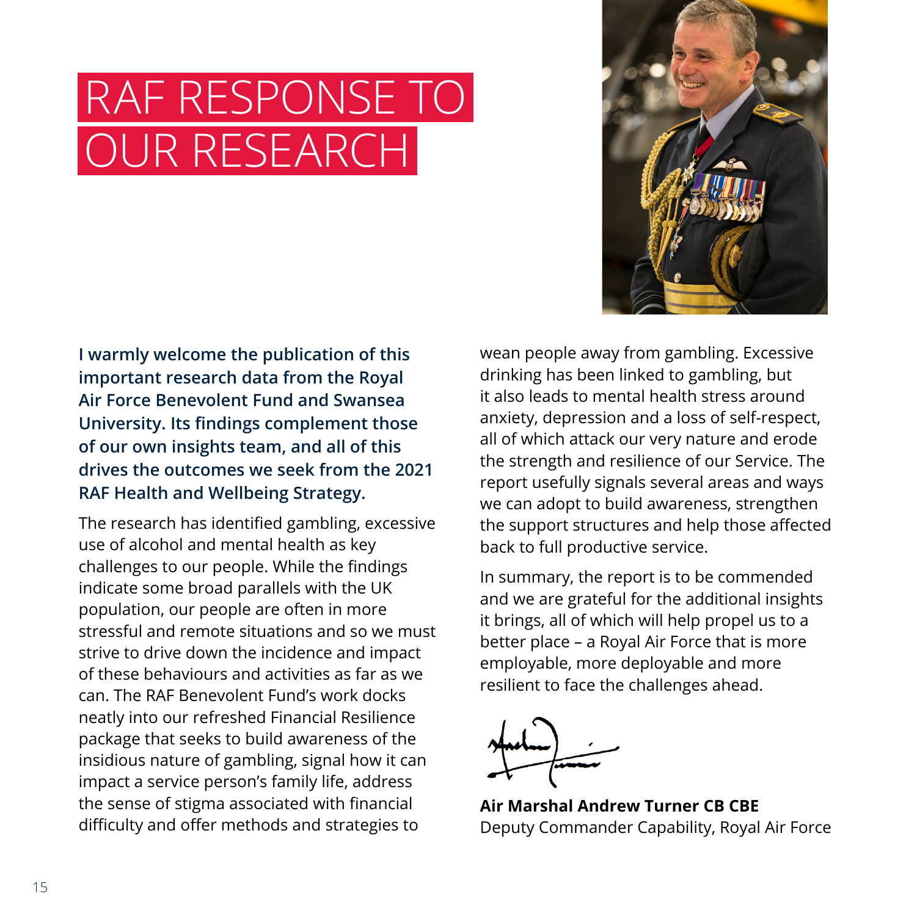# RAF RESPONSE TO OUR RESEARCH

**I warmly welcome the publication of this important research data from the Royal Air Force Benevolent Fund and Swansea University. Its findings complement those of our own insights team, and all of this drives the outcomes we seek from the 2021 RAF Health and Wellbeing Strategy.**

The research has identified gambling, excessive use of alcohol and mental health as key challenges to our people. While the findings indicate some broad parallels with the UK population, our people are often in more stressful and remote situations and so we must strive to drive down the incidence and impact of these behaviours and activities as far as we can. The RAF Benevolent Fund's work docks neatly into our refreshed Financial Resilience package that seeks to build awareness of the insidious nature of gambling, signal how it can impact a service person's family life, address the sense of stigma associated with financial difficulty and offer methods and strategies to wean people away from gambling. Excessive drinking has been linked to gambling, but it also leads to mental health stress around anxiety, depression and a loss of self-respect, all of which attack our very nature and erode the strength and resilience of our Service. The report usefully signals several areas and ways we can adopt to build awareness, strengthen the support structures and help those affected back to full productive service.

In summary, the report is to be commended and we are grateful for the additional insights it brings, all of which will help propel us to a better place – a Royal Air Force that is more employable, more deployable and more resilient to face the challenges ahead.

**Air Marshal Andrew Turner CB CBE**
Deputy Commander Capability, Royal Air Force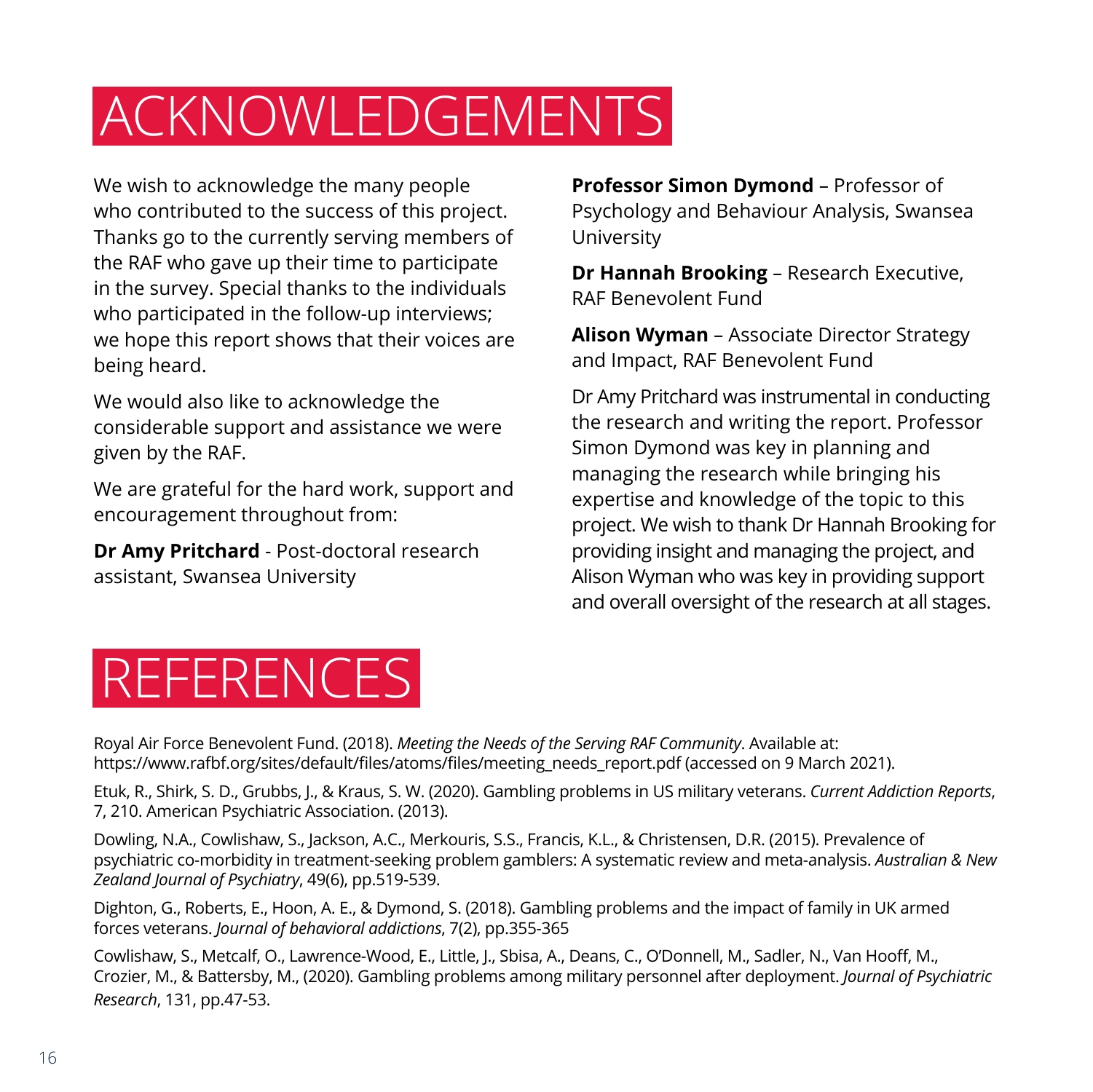# ACKNOWLEDGEMENTS

We wish to acknowledge the many people who contributed to the success of this project. Thanks go to the currently serving members of the RAF who gave up their time to participate in the survey. Special thanks to the individuals who participated in the follow-up interviews; we hope this report shows that their voices are being heard.

We would also like to acknowledge the considerable support and assistance we were given by the RAF.

We are grateful for the hard work, support and encouragement throughout from:

**Dr Amy Pritchard** - Post-doctoral research assistant, Swansea University

**Professor Simon Dymond** – Professor of Psychology and Behaviour Analysis, Swansea University

**Dr Hannah Brooking** – Research Executive, RAF Benevolent Fund

**Alison Wyman** – Associate Director Strategy and Impact, RAF Benevolent Fund

Dr Amy Pritchard was instrumental in conducting the research and writing the report. Professor Simon Dymond was key in planning and managing the research while bringing his expertise and knowledge of the topic to this project. We wish to thank Dr Hannah Brooking for providing insight and managing the project, and Alison Wyman who was key in providing support and overall oversight of the research at all stages.

# REFERENCES

Royal Air Force Benevolent Fund. (2018). *Meeting the Needs of the Serving RAF Community*. Available at: https://www.rafbf.org/sites/default/files/atoms/files/meeting_needs_report.pdf (accessed on 9 March 2021).

Etuk, R., Shirk, S. D., Grubbs, J., & Kraus, S. W. (2020). Gambling problems in US military veterans. *Current Addiction Reports*, 7, 210. American Psychiatric Association. (2013).

Dowling, N.A., Cowlishaw, S., Jackson, A.C., Merkouris, S.S., Francis, K.L., & Christensen, D.R. (2015). Prevalence of psychiatric co-morbidity in treatment-seeking problem gamblers: A systematic review and meta-analysis. *Australian & New Zealand Journal of Psychiatry*, 49(6), pp.519-539.

Dighton, G., Roberts, E., Hoon, A. E., & Dymond, S. (2018). Gambling problems and the impact of family in UK armed forces veterans. *Journal of behavioral addictions*, 7(2), pp.355-365

Cowlishaw, S., Metcalf, O., Lawrence-Wood, E., Little, J., Sbisa, A., Deans, C., O'Donnell, M., Sadler, N., Van Hooff, M., Crozier, M., & Battersby, M., (2020). Gambling problems among military personnel after deployment. *Journal of Psychiatric Research*, 131, pp.47-53.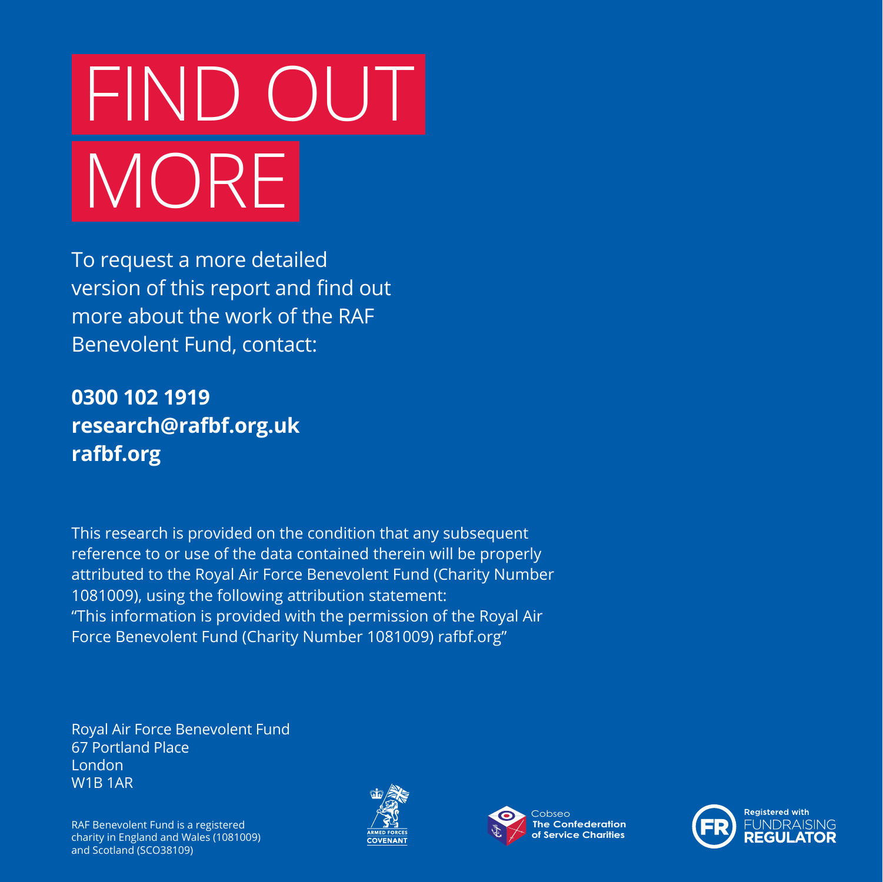# FIND OUT MORE

To request a more detailed version of this report and find out more about the work of the RAF Benevolent Fund, contact:

**0300 102 1919**
**research@rafbf.org.uk**
**rafbf.org**

This research is provided on the condition that any subsequent reference to or use of the data contained therein will be properly attributed to the Royal Air Force Benevolent Fund (Charity Number 1081009), using the following attribution statement:
"This information is provided with the permission of the Royal Air Force Benevolent Fund (Charity Number 1081009) rafbf.org"

Royal Air Force Benevolent Fund
67 Portland Place
London
W1B 1AR

RAF Benevolent Fund is a registered charity in England and Wales (1081009) and Scotland (SCO38109)

ARMED FORCES COVENANT

Cobseo The Confederation of Service Charities

Registered with FUNDRAISING REGULATOR